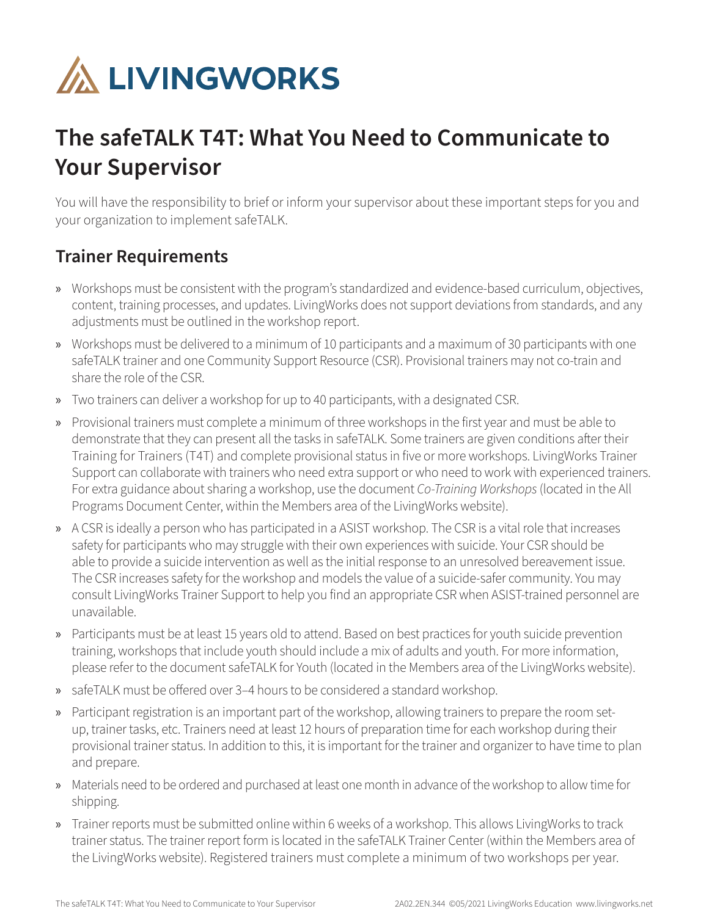LIVINGWORKS

# The safeTALK T4T: What You Need to Communicate to Your Supervisor

You will have the responsibility to brief or inform your supervisor about these important steps for you and your organization to implement safeTALK.

## Trainer Requirements

» Workshops must be consistent with the program's standardized and evidence-based curriculum, objectives, content, training processes, and updates. LivingWorks does not support deviations from standards, and any adjustments must be outlined in the workshop report.

» Workshops must be delivered to a minimum of 10 participants and a maximum of 30 participants with one safeTALK trainer and one Community Support Resource (CSR). Provisional trainers may not co-train and share the role of the CSR.

» Two trainers can deliver a workshop for up to 40 participants, with a designated CSR.

» Provisional trainers must complete a minimum of three workshops in the first year and must be able to demonstrate that they can present all the tasks in safeTALK. Some trainers are given conditions after their Training for Trainers (T4T) and complete provisional status in five or more workshops. LivingWorks Trainer Support can collaborate with trainers who need extra support or who need to work with experienced trainers. For extra guidance about sharing a workshop, use the document *Co-Training Workshops* (located in the All Programs Document Center, within the Members area of the LivingWorks website).

» A CSR is ideally a person who has participated in a ASIST workshop. The CSR is a vital role that increases safety for participants who may struggle with their own experiences with suicide. Your CSR should be able to provide a suicide intervention as well as the initial response to an unresolved bereavement issue. The CSR increases safety for the workshop and models the value of a suicide-safer community. You may consult LivingWorks Trainer Support to help you find an appropriate CSR when ASIST-trained personnel are unavailable.

» Participants must be at least 15 years old to attend. Based on best practices for youth suicide prevention training, workshops that include youth should include a mix of adults and youth. For more information, please refer to the document safeTALK for Youth (located in the Members area of the LivingWorks website).

» safeTALK must be offered over 3–4 hours to be considered a standard workshop.

» Participant registration is an important part of the workshop, allowing trainers to prepare the room set-up, trainer tasks, etc. Trainers need at least 12 hours of preparation time for each workshop during their provisional trainer status. In addition to this, it is important for the trainer and organizer to have time to plan and prepare.

» Materials need to be ordered and purchased at least one month in advance of the workshop to allow time for shipping.

» Trainer reports must be submitted online within 6 weeks of a workshop. This allows LivingWorks to track trainer status. The trainer report form is located in the safeTALK Trainer Center (within the Members area of the LivingWorks website). Registered trainers must complete a minimum of two workshops per year.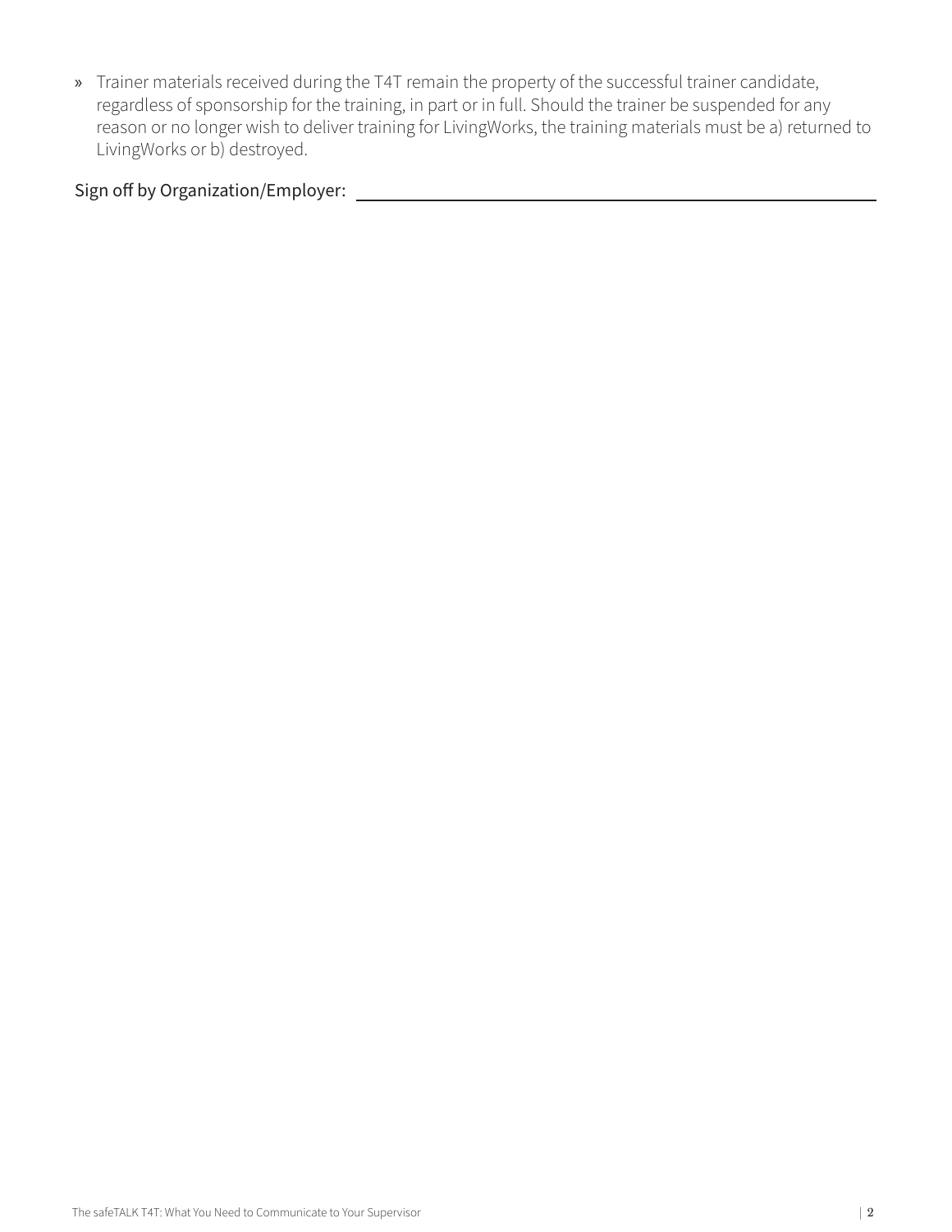- Trainer materials received during the T4T remain the property of the successful trainer candidate, regardless of sponsorship for the training, in part or in full. Should the trainer be suspended for any reason or no longer wish to deliver training for LivingWorks, the training materials must be a) returned to LivingWorks or b) destroyed.

Sign off by Organization/Employer: ______________________________________________